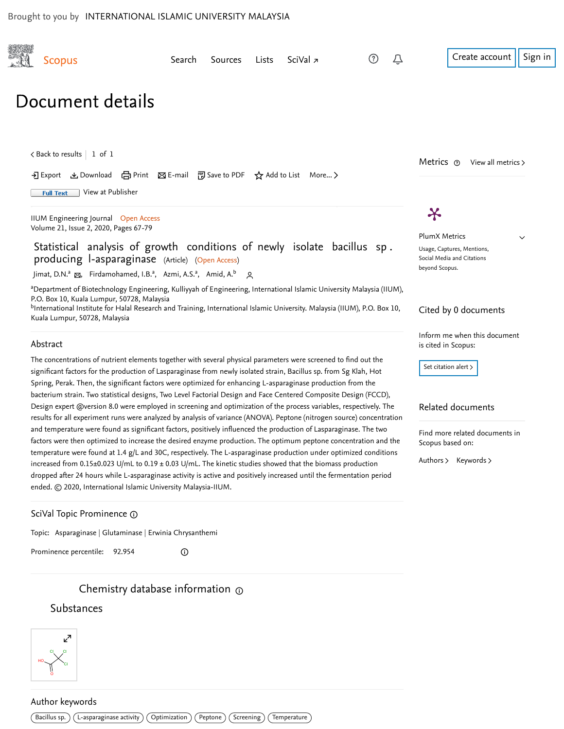Brought to you by INTERNATIONAL ISLAMIC UNIVERSITY MALAYSIA

Scopus

Search Sources Lists SciVal

Create account Sign in

# Document details

< Back to results | 1 of 1

Export Download Print E-mail Save to PDF Add to List More... >

Full Text View at Publisher

IIUM Engineering Journal Open Access
Volume 21, Issue 2, 2020, Pages 67-79

## Statistical analysis of growth conditions of newly isolate bacillus sp. producing l-asparaginase (Article) (Open Access)

Jimat, D.N.[a], Firdamohamed, I.B.[a], Azmi, A.S.[a], Amid, A.[b]

[a]Department of Biotechnology Engineering, Kulliyyah of Engineering, International Islamic University Malaysia (IIUM), P.O. Box 10, Kuala Lumpur, 50728, Malaysia
[b]International Institute for Halal Research and Training, International Islamic University. Malaysia (IIUM), P.O. Box 10, Kuala Lumpur, 50728, Malaysia

### Abstract

The concentrations of nutrient elements together with several physical parameters were screened to find out the significant factors for the production of Lasparaginase from newly isolated strain, Bacillus sp. from Sg Klah, Hot Spring, Perak. Then, the significant factors were optimized for enhancing L-asparaginase production from the bacterium strain. Two statistical designs, Two Level Factorial Design and Face Centered Composite Design (FCCD), Design expert @version 8.0 were employed in screening and optimization of the process variables, respectively. The results for all experiment runs were analyzed by analysis of variance (ANOVA). Peptone (nitrogen source) concentration and temperature were found as significant factors, positively influenced the production of Lasparaginase. The two factors were then optimized to increase the desired enzyme production. The optimum peptone concentration and the temperature were found at 1.4 g/L and 30C, respectively. The L-asparaginase production under optimized conditions increased from 0.15±0.023 U/mL to 0.19 ± 0.03 U/mL. The kinetic studies showed that the biomass production dropped after 24 hours while L-asparaginase activity is active and positively increased until the fermentation period ended. © 2020, International Islamic University Malaysia-IIUM.

### SciVal Topic Prominence

Topic: Asparaginase | Glutaminase | Erwinia Chrysanthemi

Prominence percentile: 92.954

### Chemistry database information

#### Substances

### Author keywords

Bacillus sp. | L-asparaginase activity | Optimization | Peptone | Screening | Temperature

---

Metrics View all metrics >

PlumX Metrics
Usage, Captures, Mentions, Social Media and Citations beyond Scopus.

Cited by 0 documents

Inform me when this document is cited in Scopus:

Set citation alert >

Related documents

Find more related documents in Scopus based on:

Authors > Keywords >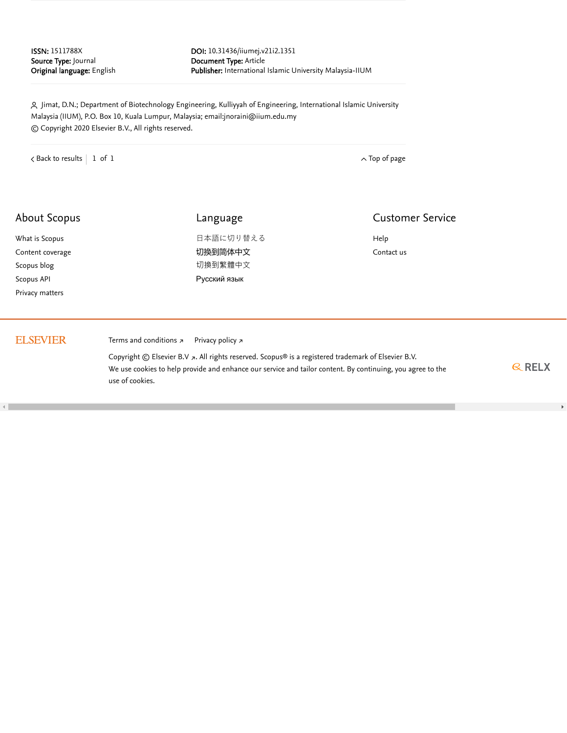**ISSN:** 1511788X
**Source Type:** Journal
**Original language:** English

**DOI:** 10.31436/iiumej.v21i2.1351
**Document Type:** Article
**Publisher:** International Islamic University Malaysia-IIUM

Jimat, D.N.; Department of Biotechnology Engineering, Kulliyyah of Engineering, International Islamic University Malaysia (IIUM), P.O. Box 10, Kuala Lumpur, Malaysia; email:jnoraini@iium.edu.my
© Copyright 2020 Elsevier B.V., All rights reserved.

Back to results | 1 of 1

Top of page

## About Scopus

What is Scopus
Content coverage
Scopus blog
Scopus API
Privacy matters

## Language

日本語に切り替える
切换到简体中文
切換到繁體中文
Русский язык

## Customer Service

Help
Contact us

ELSEVIER

Terms and conditions
Privacy policy

Copyright © Elsevier B.V. All rights reserved. Scopus® is a registered trademark of Elsevier B.V.
We use cookies to help provide and enhance our service and tailor content. By continuing, you agree to the use of cookies.

RELX